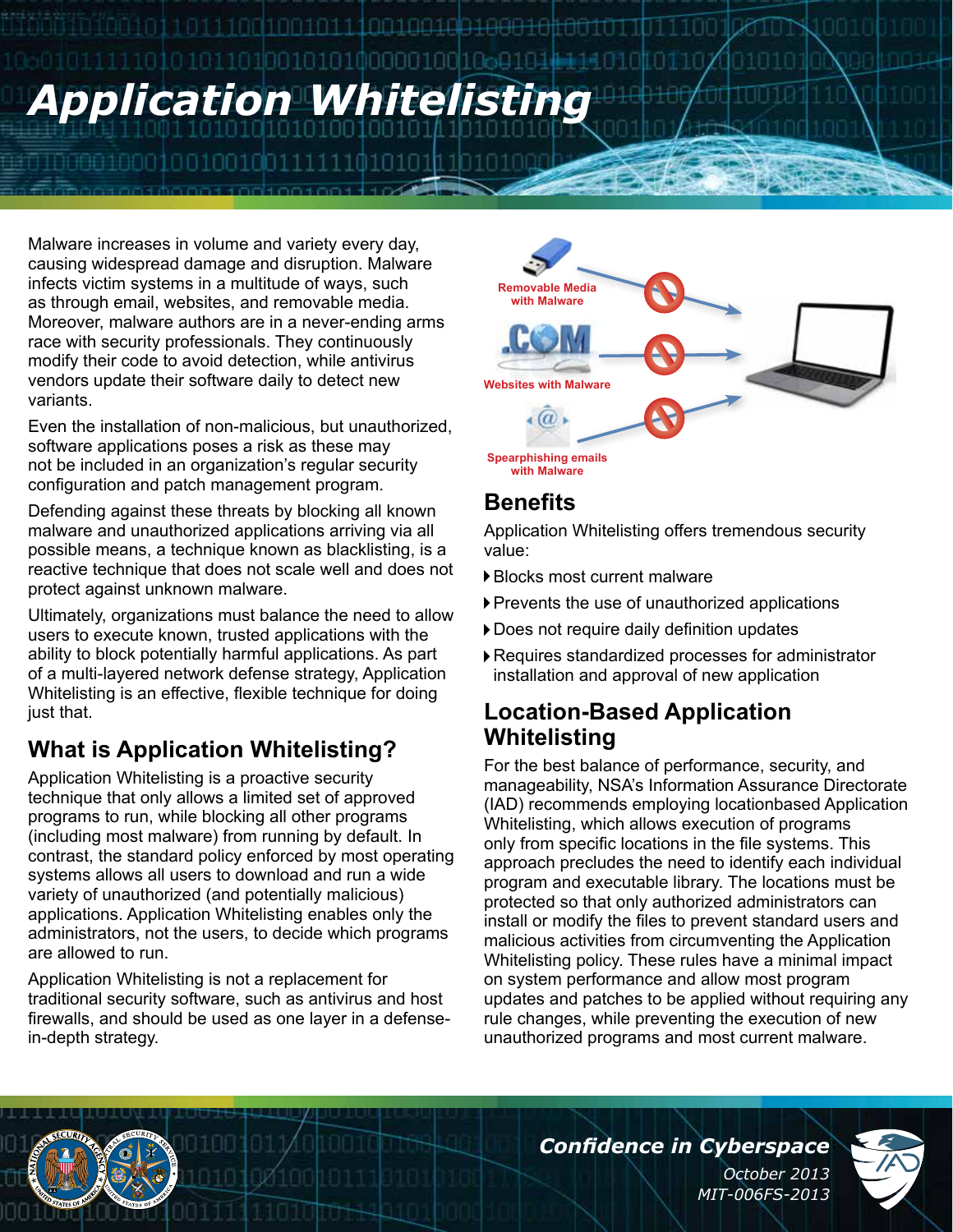# Application Whitelisting

Malware increases in volume and variety every day, causing widespread damage and disruption. Malware infects victim systems in a multitude of ways, such as through email, websites, and removable media. Moreover, malware authors are in a never-ending arms race with security professionals. They continuously modify their code to avoid detection, while antivirus vendors update their software daily to detect new variants.

Even the installation of non-malicious, but unauthorized, software applications poses a risk as these may not be included in an organization's regular security configuration and patch management program.

Defending against these threats by blocking all known malware and unauthorized applications arriving via all possible means, a technique known as blacklisting, is a reactive technique that does not scale well and does not protect against unknown malware.

Ultimately, organizations must balance the need to allow users to execute known, trusted applications with the ability to block potentially harmful applications. As part of a multi-layered network defense strategy, Application Whitelisting is an effective, flexible technique for doing just that.

## What is Application Whitelisting?

Application Whitelisting is a proactive security technique that only allows a limited set of approved programs to run, while blocking all other programs (including most malware) from running by default. In contrast, the standard policy enforced by most operating systems allows all users to download and run a wide variety of unauthorized (and potentially malicious) applications. Application Whitelisting enables only the administrators, not the users, to decide which programs are allowed to run.

Application Whitelisting is not a replacement for traditional security software, such as antivirus and host firewalls, and should be used as one layer in a defense-in-depth strategy.

Removable Media with Malware

Websites with Malware

Spearphishing emails with Malware

## Benefits

Application Whitelisting offers tremendous security value:

- Blocks most current malware
- Prevents the use of unauthorized applications
- Does not require daily definition updates
- Requires standardized processes for administrator installation and approval of new application

## Location-Based Application Whitelisting

For the best balance of performance, security, and manageability, NSA's Information Assurance Directorate (IAD) recommends employing locationbased Application Whitelisting, which allows execution of programs only from specific locations in the file systems. This approach precludes the need to identify each individual program and executable library. The locations must be protected so that only authorized administrators can install or modify the files to prevent standard users and malicious activities from circumventing the Application Whitelisting policy. These rules have a minimal impact on system performance and allow most program updates and patches to be applied without requiring any rule changes, while preventing the execution of new unauthorized programs and most current malware.

*Confidence in Cyberspace*

*October 2013*

*MIT-006FS-2013*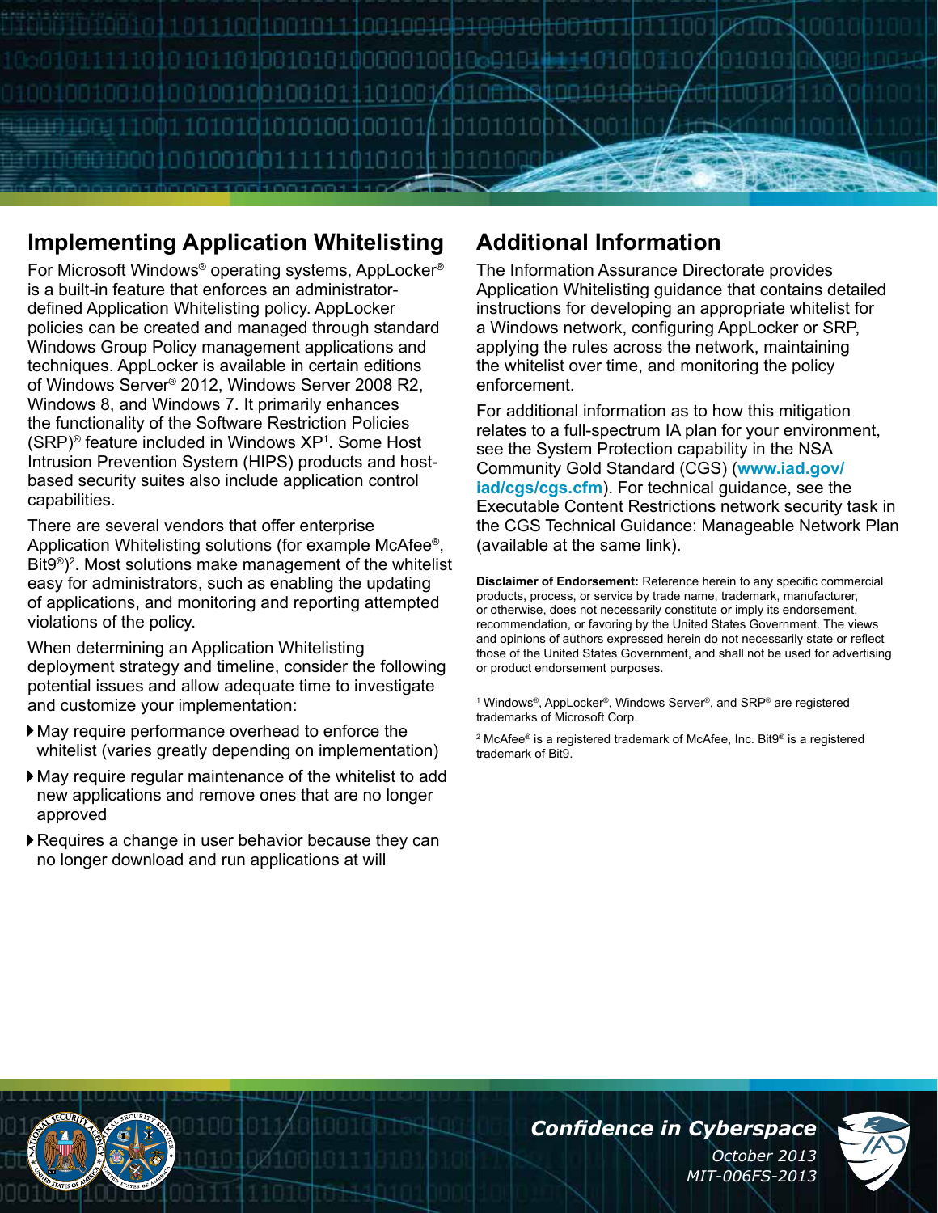## Implementing Application Whitelisting

For Microsoft Windows® operating systems, AppLocker® is a built-in feature that enforces an administrator-defined Application Whitelisting policy. AppLocker policies can be created and managed through standard Windows Group Policy management applications and techniques. AppLocker is available in certain editions of Windows Server® 2012, Windows Server 2008 R2, Windows 8, and Windows 7. It primarily enhances the functionality of the Software Restriction Policies (SRP)® feature included in Windows XP[1]. Some Host Intrusion Prevention System (HIPS) products and host-based security suites also include application control capabilities.

There are several vendors that offer enterprise Application Whitelisting solutions (for example McAfee®, Bit9®)[2]. Most solutions make management of the whitelist easy for administrators, such as enabling the updating of applications, and monitoring and reporting attempted violations of the policy.

When determining an Application Whitelisting deployment strategy and timeline, consider the following potential issues and allow adequate time to investigate and customize your implementation:

- May require performance overhead to enforce the whitelist (varies greatly depending on implementation)
- May require regular maintenance of the whitelist to add new applications and remove ones that are no longer approved
- Requires a change in user behavior because they can no longer download and run applications at will

## Additional Information

The Information Assurance Directorate provides Application Whitelisting guidance that contains detailed instructions for developing an appropriate whitelist for a Windows network, configuring AppLocker or SRP, applying the rules across the network, maintaining the whitelist over time, and monitoring the policy enforcement.

For additional information as to how this mitigation relates to a full-spectrum IA plan for your environment, see the System Protection capability in the NSA Community Gold Standard (CGS) (**www.iad.gov/iad/cgs/cgs.cfm**). For technical guidance, see the Executable Content Restrictions network security task in the CGS Technical Guidance: Manageable Network Plan (available at the same link).

**Disclaimer of Endorsement:** Reference herein to any specific commercial products, process, or service by trade name, trademark, manufacturer, or otherwise, does not necessarily constitute or imply its endorsement, recommendation, or favoring by the United States Government. The views and opinions of authors expressed herein do not necessarily state or reflect those of the United States Government, and shall not be used for advertising or product endorsement purposes.

[1] Windows®, AppLocker®, Windows Server®, and SRP® are registered trademarks of Microsoft Corp.

[2] McAfee® is a registered trademark of McAfee, Inc. Bit9® is a registered trademark of Bit9.

***Confidence in Cyberspace***

*October 2013*

*MIT-006FS-2013*